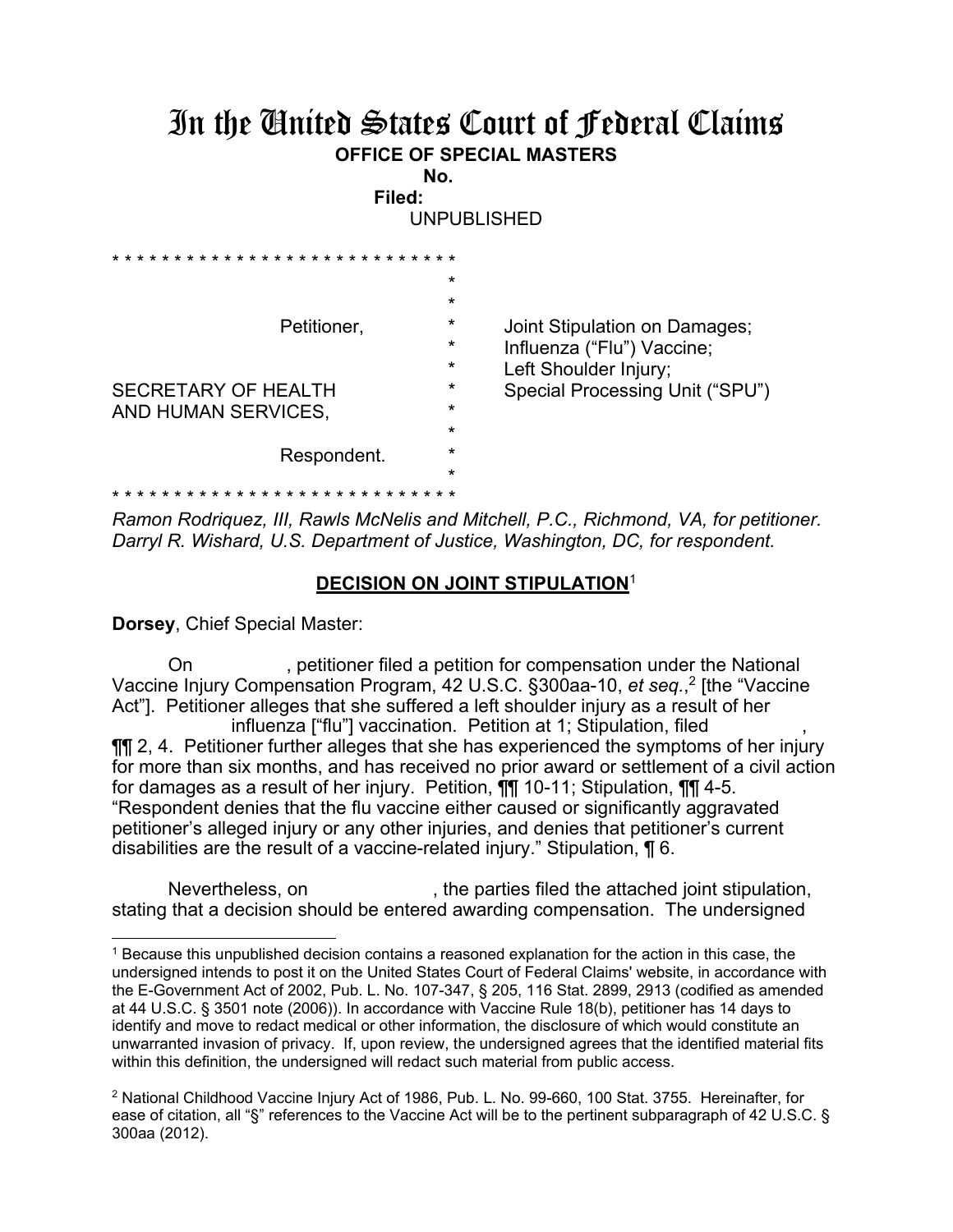# In the United States Court of Federal Claims

**OFFICE OF SPECIAL MASTERS**

**No.**

**Filed:**

UNPUBLISHED

```
* * * * * * * * * * * * * * * * * * * * * * * * * * * *
                                    *
                                    *
              Petitioner,           *     Joint Stipulation on Damages;
                                    *     Influenza ("Flu") Vaccine;
                                    *     Left Shoulder Injury;
SECRETARY OF HEALTH                 *     Special Processing Unit ("SPU")
AND HUMAN SERVICES,                 *
                                    *
              Respondent.           *
                                    *
* * * * * * * * * * * * * * * * * * * * * * * * * * * *
```

*Ramon Rodriquez, III, Rawls McNelis and Mitchell, P.C., Richmond, VA, for petitioner.*
*Darryl R. Wishard, U.S. Department of Justice, Washington, DC, for respondent.*

## DECISION ON JOINT STIPULATION[1]

**Dorsey**, Chief Special Master:

On , petitioner filed a petition for compensation under the National Vaccine Injury Compensation Program, 42 U.S.C. §300aa-10, *et seq.*,[2] [the "Vaccine Act"]. Petitioner alleges that she suffered a left shoulder injury as a result of her influenza ["flu"] vaccination. Petition at 1; Stipulation, filed , ¶¶ 2, 4. Petitioner further alleges that she has experienced the symptoms of her injury for more than six months, and has received no prior award or settlement of a civil action for damages as a result of her injury. Petition, ¶¶ 10-11; Stipulation, ¶¶ 4-5. "Respondent denies that the flu vaccine either caused or significantly aggravated petitioner's alleged injury or any other injuries, and denies that petitioner's current disabilities are the result of a vaccine-related injury." Stipulation, ¶ 6.

Nevertheless, on , the parties filed the attached joint stipulation, stating that a decision should be entered awarding compensation. The undersigned

---

[1] Because this unpublished decision contains a reasoned explanation for the action in this case, the undersigned intends to post it on the United States Court of Federal Claims' website, in accordance with the E-Government Act of 2002, Pub. L. No. 107-347, § 205, 116 Stat. 2899, 2913 (codified as amended at 44 U.S.C. § 3501 note (2006)). In accordance with Vaccine Rule 18(b), petitioner has 14 days to identify and move to redact medical or other information, the disclosure of which would constitute an unwarranted invasion of privacy. If, upon review, the undersigned agrees that the identified material fits within this definition, the undersigned will redact such material from public access.

[2] National Childhood Vaccine Injury Act of 1986, Pub. L. No. 99-660, 100 Stat. 3755. Hereinafter, for ease of citation, all "§" references to the Vaccine Act will be to the pertinent subparagraph of 42 U.S.C. § 300aa (2012).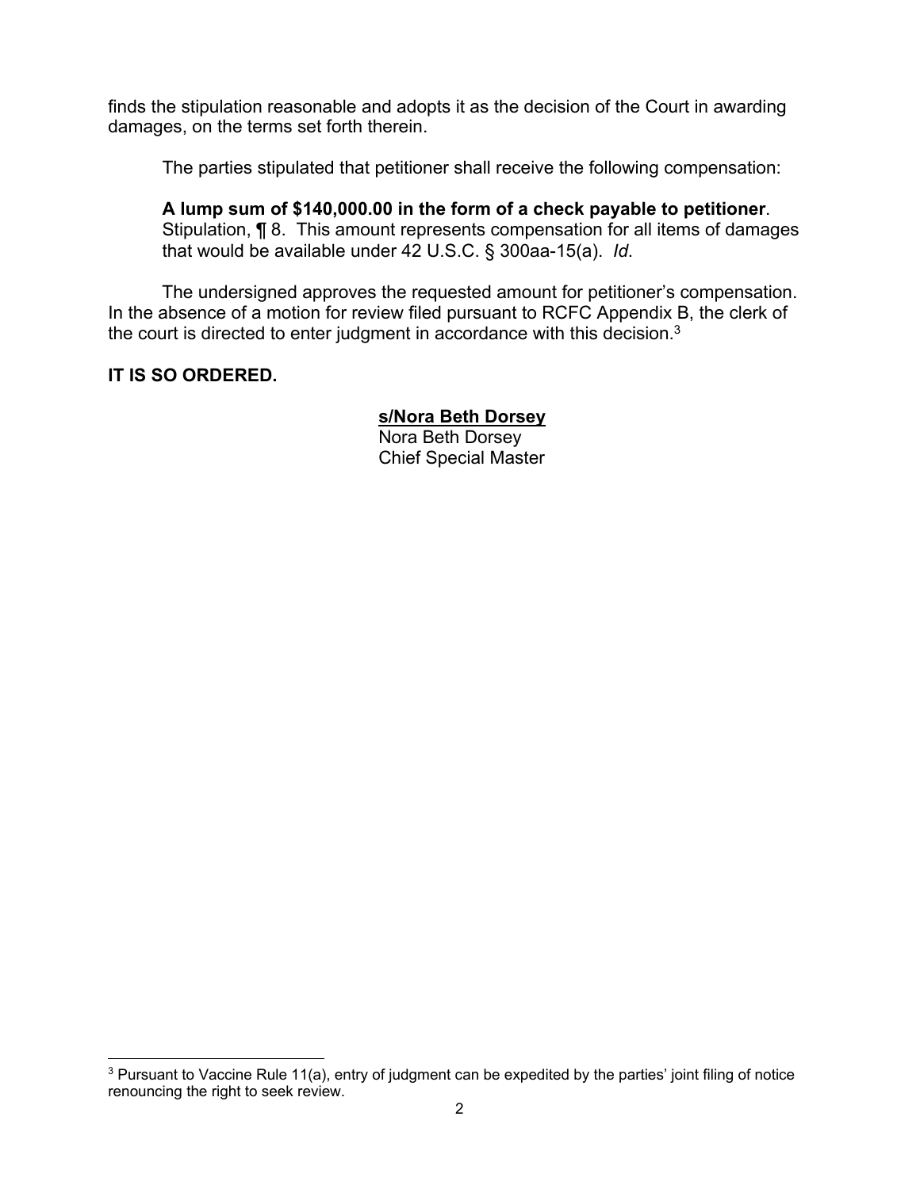finds the stipulation reasonable and adopts it as the decision of the Court in awarding damages, on the terms set forth therein.

The parties stipulated that petitioner shall receive the following compensation:

> **A lump sum of $140,000.00 in the form of a check payable to petitioner**. Stipulation, ¶ 8. This amount represents compensation for all items of damages that would be available under 42 U.S.C. § 300aa-15(a). *Id*.

The undersigned approves the requested amount for petitioner's compensation. In the absence of a motion for review filed pursuant to RCFC Appendix B, the clerk of the court is directed to enter judgment in accordance with this decision.[3]

**IT IS SO ORDERED.**

**s/Nora Beth Dorsey**
Nora Beth Dorsey
Chief Special Master

---

[3] Pursuant to Vaccine Rule 11(a), entry of judgment can be expedited by the parties' joint filing of notice renouncing the right to seek review.